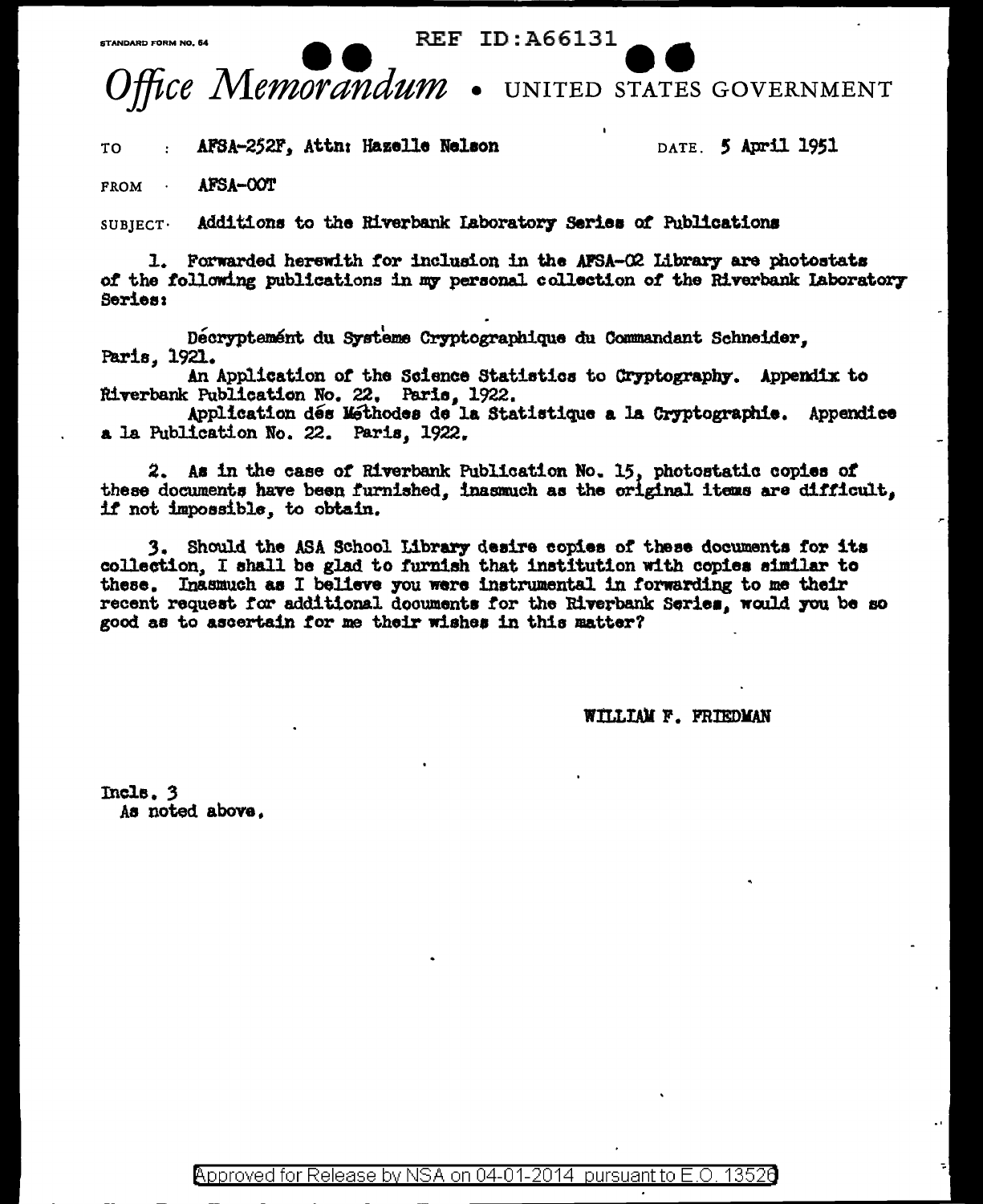STANDARD FORM NO. 64

REF ID:A66131

# *Office Memorandum* • UNITED STATES GOVERNMENT

TO : AFSA-252F, Attn: Hazelle Nelson DATE. 5 April 1951

FROM : AFSA-OOT

SUBJECT: Additions to the Riverbank Laboratory Series of Publications

1. Forwarded herewith for inclusion in the AFSA-O2 Library are photostats of the following publications in my personal collection of the Riverbank Laboratory Series:

Décryptemént du Système Cryptographique du Commandant Schneider, Paris, 1921.

An Application of the Science Statistics to Cryptography. Appendix to Riverbank Publication No. 22. Paris, 1922.

Application dés Méthodes de la Statistique a la Cryptographie. Appendice a la Publication No. 22. Paris, 1922.

2. As in the case of Riverbank Publication No. 15, photostatic copies of these documents have been furnished, inasmuch as the original items are difficult, if not impossible, to obtain.

3. Should the ASA School Library desire copies of these documents for its collection, I shall be glad to furnish that institution with copies similar to these. Inasmuch as I believe you were instrumental in forwarding to me their recent request for additional documents for the Riverbank Series, would you be so good as to ascertain for me their wishes in this matter?

WILLIAM F. FRIEDMAN

Incls. 3
As noted above.

Approved for Release by NSA on 04-01-2014 pursuant to E.O. 13526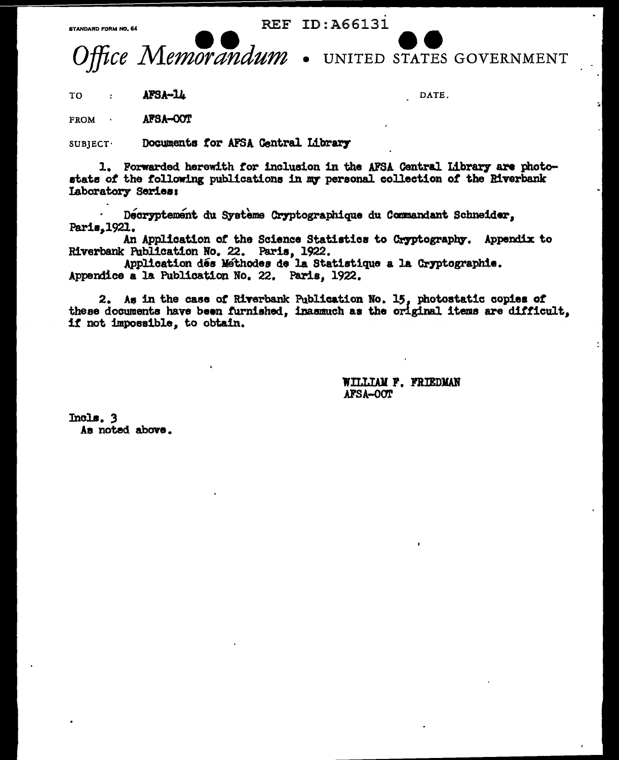STANDARD FORM NO. 64

REF ID:A66131

# *Office Memorandum* • UNITED STATES GOVERNMENT

TO : AFSA-14

DATE.

FROM · AFSA-OOT

SUBJECT· Documents for AFSA Central Library

1. Forwarded herewith for inclusion in the AFSA Central Library are photostats of the following publications in my personal collection of the Riverbank Laboratory Series:

Décryptement du Système Cryptographique du Commandant Schneider, Paris,1921.

An Application of the Science Statistics to Cryptography. Appendix to Riverbank Publication No. 22. Paris, 1922.

Application des Méthodes de la Statistique a la Cryptographie. Appendice a la Publication No. 22. Paris, 1922.

2. As in the case of Riverbank Publication No. 15, photostatic copies of these documents have been furnished, inasmuch as the original items are difficult, if not impossible, to obtain.

WILLIAM F. FRIEDMAN
AFSA-OOT

Incls. 3
As noted above.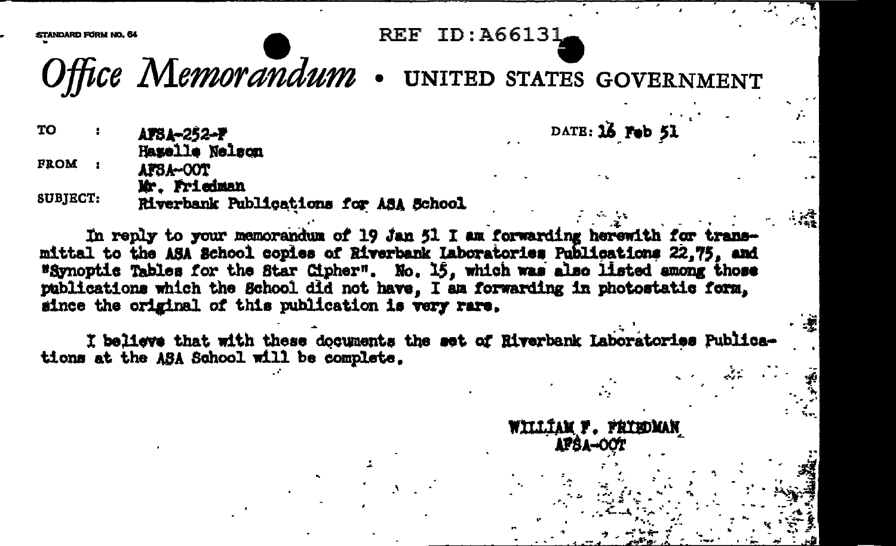STANDARD FORM NO. 64

REF ID:A66131

# *Office Memorandum* • UNITED STATES GOVERNMENT

TO : AFSA-252-F
Haselle Nelson

DATE: 16 Feb 51

FROM : AFSA-OOT
Mr. Friedman

SUBJECT: Riverbank Publications for ASA School

In reply to your memorandum of 19 Jan 51 I am forwarding herewith for transmittal to the ASA School copies of Riverbank Laboratories Publications 22,75, and "Synoptic Tables for the Star Cipher". No. 15, which was also listed among those publications which the School did not have, I am forwarding in photostatic form, since the original of this publication is very rare.

I believe that with these documents the set of Riverbank Laboratories Publications at the ASA School will be complete.

WILLIAM F. FRIEDMAN
AFSA-OOT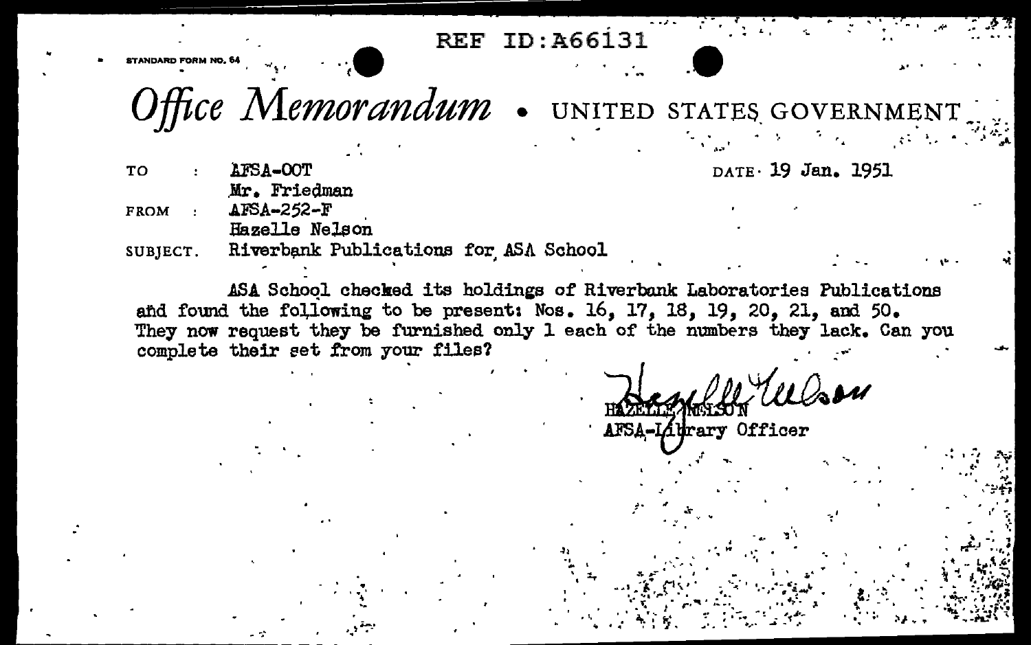REF ID:A66131

STANDARD FORM NO. 64

# *Office Memorandum* • UNITED STATES GOVERNMENT

TO : AFSA-00T
Mr. Friedman

DATE: 19 Jan. 1951

FROM : AFSA-252-F
Hazelle Nelson

SUBJECT. Riverbank Publications for ASA School

ASA School checked its holdings of Riverbank Laboratories Publications and found the following to be present: Nos. 16, 17, 18, 19, 20, 21, and 50. They now request they be furnished only 1 each of the numbers they lack. Can you complete their set from your files?

Hazelle Nelson

HAZELLE NELSON
AFSA-Library Officer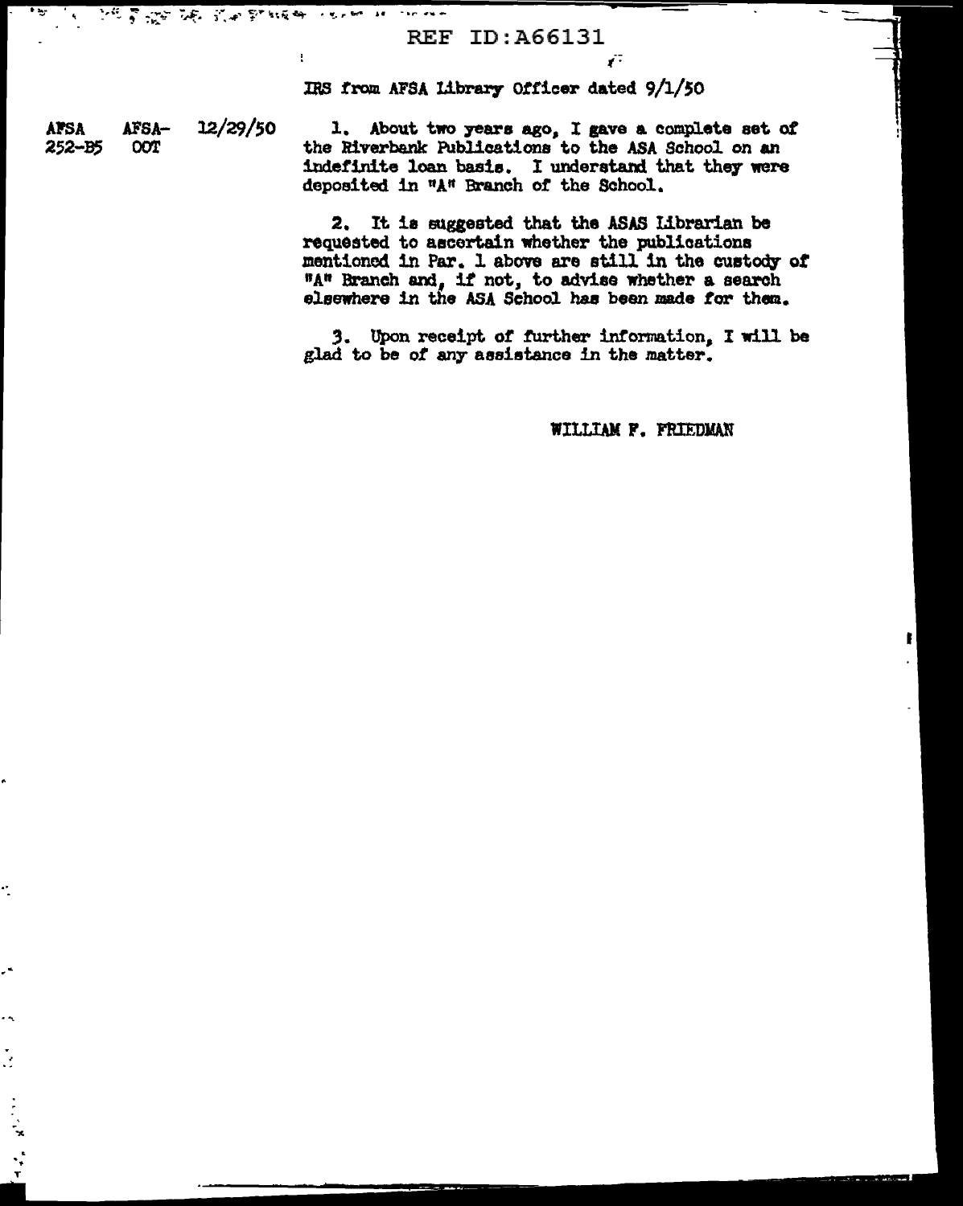REF ID:A66131

IRS from AFSA Library Officer dated 9/1/50

AFSA 252-B5 AFSA-OOT 12/29/50

1. About two years ago, I gave a complete set of the Riverbank Publications to the ASA School on an indefinite loan basis. I understand that they were deposited in "A" Branch of the School.

2. It is suggested that the ASAS Librarian be requested to ascertain whether the publications mentioned in Par. 1 above are still in the custody of "A" Branch and, if not, to advise whether a search elsewhere in the ASA School has been made for them.

3. Upon receipt of further information, I will be glad to be of any assistance in the matter.

WILLIAM F. FRIEDMAN